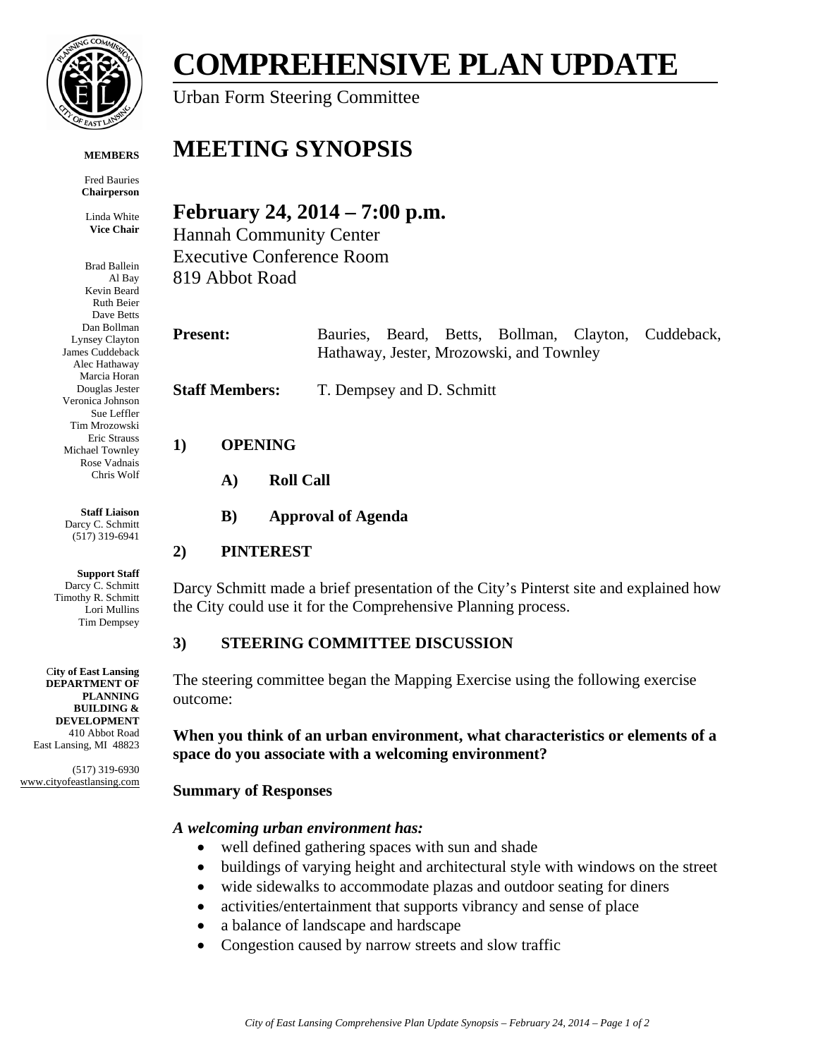# COMPREHENSIVE PLAN UPDATE

Urban Form Steering Committee

**MEMBERS**

Fred Bauries
**Chairperson**

Linda White
**Vice Chair**

Brad Ballein
Al Bay
Kevin Beard
Ruth Beier
Dave Betts
Dan Bollman
Lynsey Clayton
James Cuddeback
Alec Hathaway
Marcia Horan
Douglas Jester
Veronica Johnson
Sue Leffler
Tim Mrozowski
Eric Strauss
Michael Townley
Rose Vadnais
Chris Wolf

**Staff Liaison**
Darcy C. Schmitt
(517) 319-6941

**Support Staff**
Darcy C. Schmitt
Timothy R. Schmitt
Lori Mullins
Tim Dempsey

**City of East Lansing DEPARTMENT OF PLANNING BUILDING & DEVELOPMENT**
410 Abbot Road
East Lansing, MI 48823

(517) 319-6930
www.cityofeastlansing.com

# MEETING SYNOPSIS

## February 24, 2014 – 7:00 p.m.

Hannah Community Center
Executive Conference Room
819 Abbot Road

**Present:** Bauries, Beard, Betts, Bollman, Clayton, Cuddeback, Hathaway, Jester, Mrozowski, and Townley

**Staff Members:** T. Dempsey and D. Schmitt

### 1) OPENING

**A) Roll Call**

**B) Approval of Agenda**

### 2) PINTEREST

Darcy Schmitt made a brief presentation of the City's Pinterst site and explained how the City could use it for the Comprehensive Planning process.

### 3) STEERING COMMITTEE DISCUSSION

The steering committee began the Mapping Exercise using the following exercise outcome:

**When you think of an urban environment, what characteristics or elements of a space do you associate with a welcoming environment?**

**Summary of Responses**

***A welcoming urban environment has:***

- well defined gathering spaces with sun and shade
- buildings of varying height and architectural style with windows on the street
- wide sidewalks to accommodate plazas and outdoor seating for diners
- activities/entertainment that supports vibrancy and sense of place
- a balance of landscape and hardscape
- Congestion caused by narrow streets and slow traffic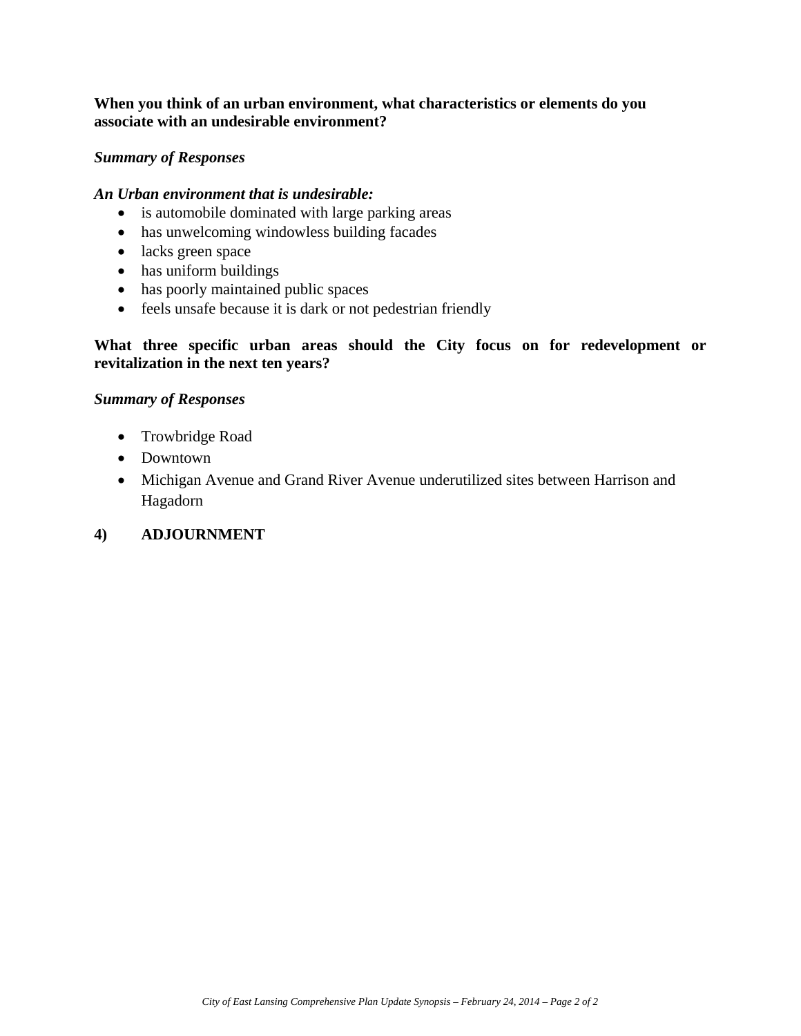**When you think of an urban environment, what characteristics or elements do you associate with an undesirable environment?**

***Summary of Responses***

***An Urban environment that is undesirable:***

- is automobile dominated with large parking areas
- has unwelcoming windowless building facades
- lacks green space
- has uniform buildings
- has poorly maintained public spaces
- feels unsafe because it is dark or not pedestrian friendly

**What three specific urban areas should the City focus on for redevelopment or revitalization in the next ten years?**

***Summary of Responses***

- Trowbridge Road
- Downtown
- Michigan Avenue and Grand River Avenue underutilized sites between Harrison and Hagadorn

**4) ADJOURNMENT**